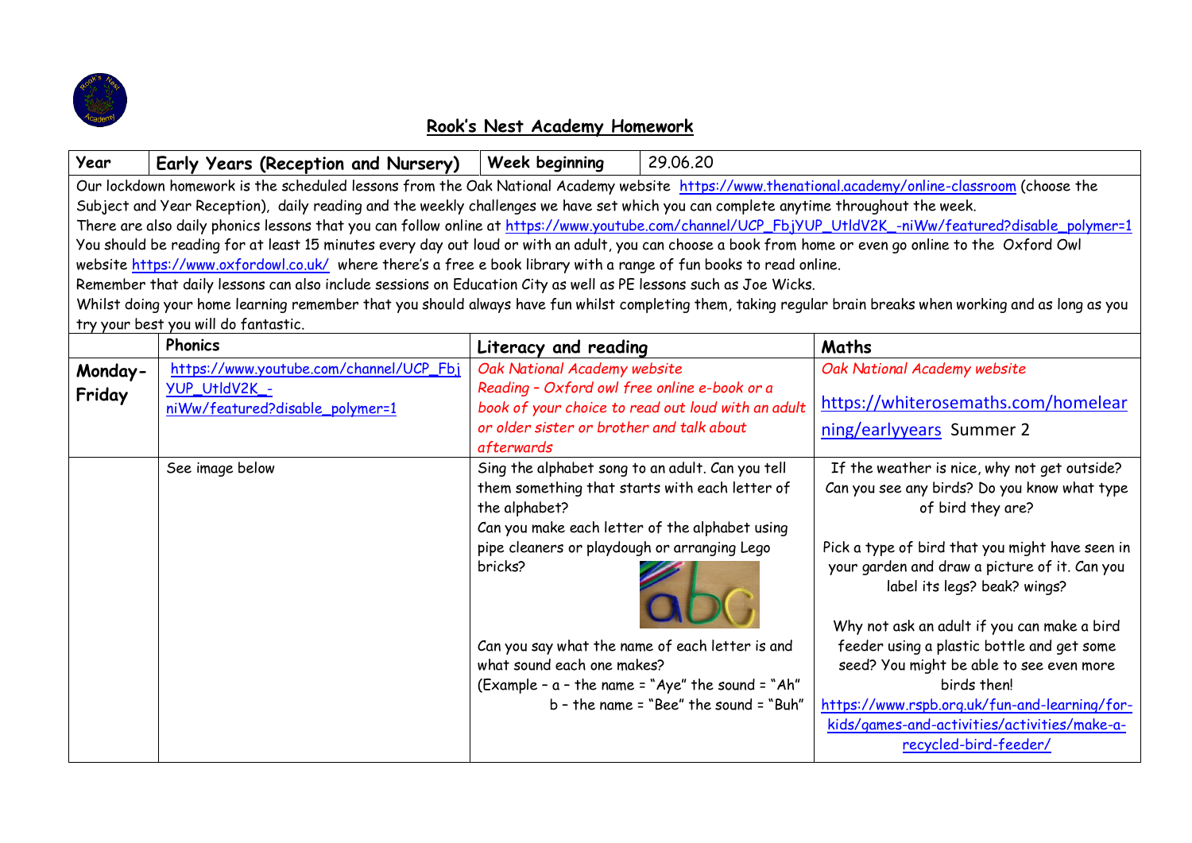# Rook's Nest Academy Homework

| Year | Early Years (Reception and Nursery) | Week beginning | 29.06.20 |
|---|---|---|---|

Our lockdown homework is the scheduled lessons from the Oak National Academy website https://www.thenational.academy/online-classroom (choose the Subject and Year Reception), daily reading and the weekly challenges we have set which you can complete anytime throughout the week.
There are also daily phonics lessons that you can follow online at https://www.youtube.com/channel/UCP_FbjYUP_UtldV2K_-niWw/featured?disable_polymer=1
You should be reading for at least 15 minutes every day out loud or with an adult, you can choose a book from home or even go online to the Oxford Owl website https://www.oxfordowl.co.uk/ where there's a free e book library with a range of fun books to read online.
Remember that daily lessons can also include sessions on Education City as well as PE lessons such as Joe Wicks.
Whilst doing your home learning remember that you should always have fun whilst completing them, taking regular brain breaks when working and as long as you try your best you will do fantastic.

| | Phonics | Literacy and reading | Maths |
|---|---|---|---|
| **Monday-Friday** | https://www.youtube.com/channel/UCP_FbjYUP_UtldV2K_-niWw/featured?disable_polymer=1 | *Oak National Academy website*<br>*Reading – Oxford owl free online e-book or a book of your choice to read out loud with an adult or older sister or brother and talk about afterwards* | *Oak National Academy website*<br>https://whiterosemaths.com/homelearning/earlyyears Summer 2 |
| | See image below | Sing the alphabet song to an adult. Can you tell them something that starts with each letter of the alphabet?<br>Can you make each letter of the alphabet using pipe cleaners or playdough or arranging Lego bricks?<br><br>Can you say what the name of each letter is and what sound each one makes?<br>(Example – a – the name = "Aye" the sound = "Ah"<br>b – the name = "Bee" the sound = "Buh" | If the weather is nice, why not get outside? Can you see any birds? Do you know what type of bird they are?<br><br>Pick a type of bird that you might have seen in your garden and draw a picture of it. Can you label its legs? beak? wings?<br><br>Why not ask an adult if you can make a bird feeder using a plastic bottle and get some seed? You might be able to see even more birds then!<br>https://www.rspb.org.uk/fun-and-learning/for-kids/games-and-activities/activities/make-a-recycled-bird-feeder/ |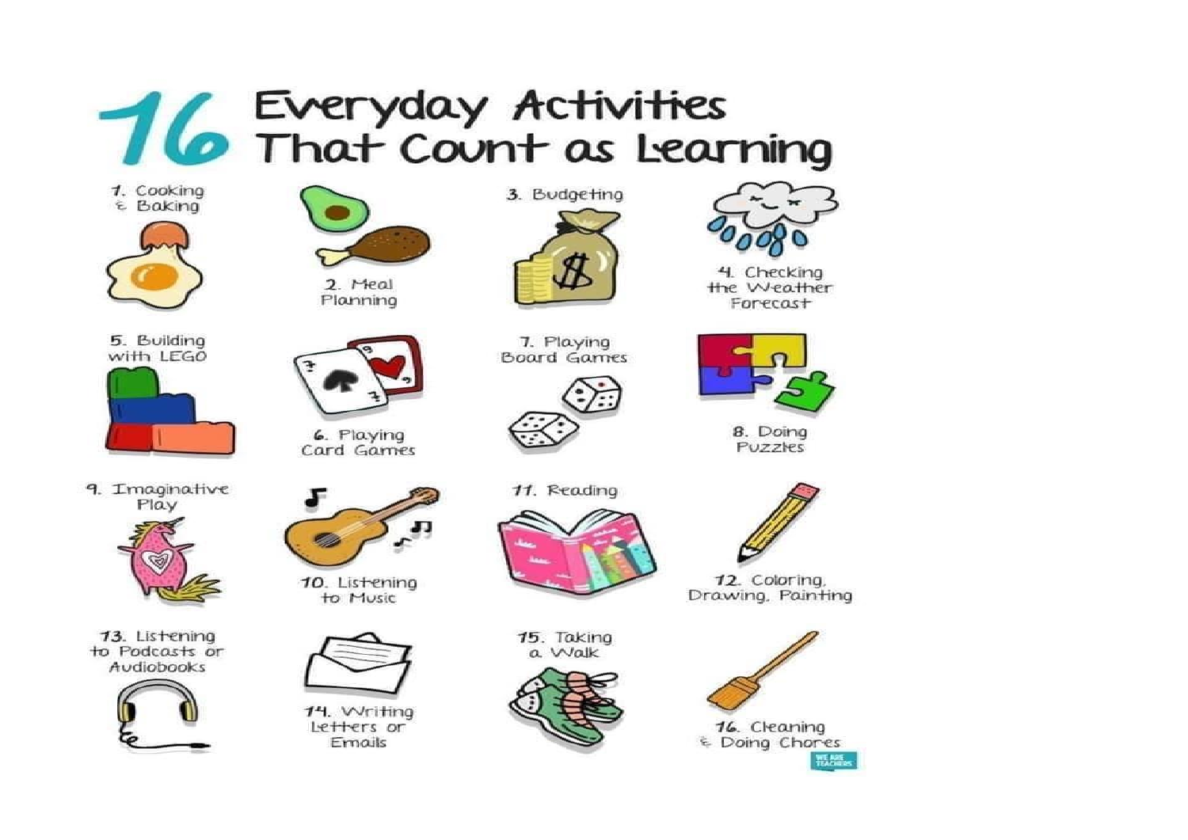# 16 Everyday Activities That Count as Learning

1. Cooking & Baking
2. Meal Planning
3. Budgeting
4. Checking the Weather Forecast
5. Building with LEGO
6. Playing Card Games
7. Playing Board Games
8. Doing Puzzles
9. Imaginative Play
10. Listening to Music
11. Reading
12. Coloring, Drawing, Painting
13. Listening to Podcasts or Audiobooks
14. Writing Letters or Emails
15. Taking a Walk
16. Cleaning & Doing Chores

WE ARE TEACHERS